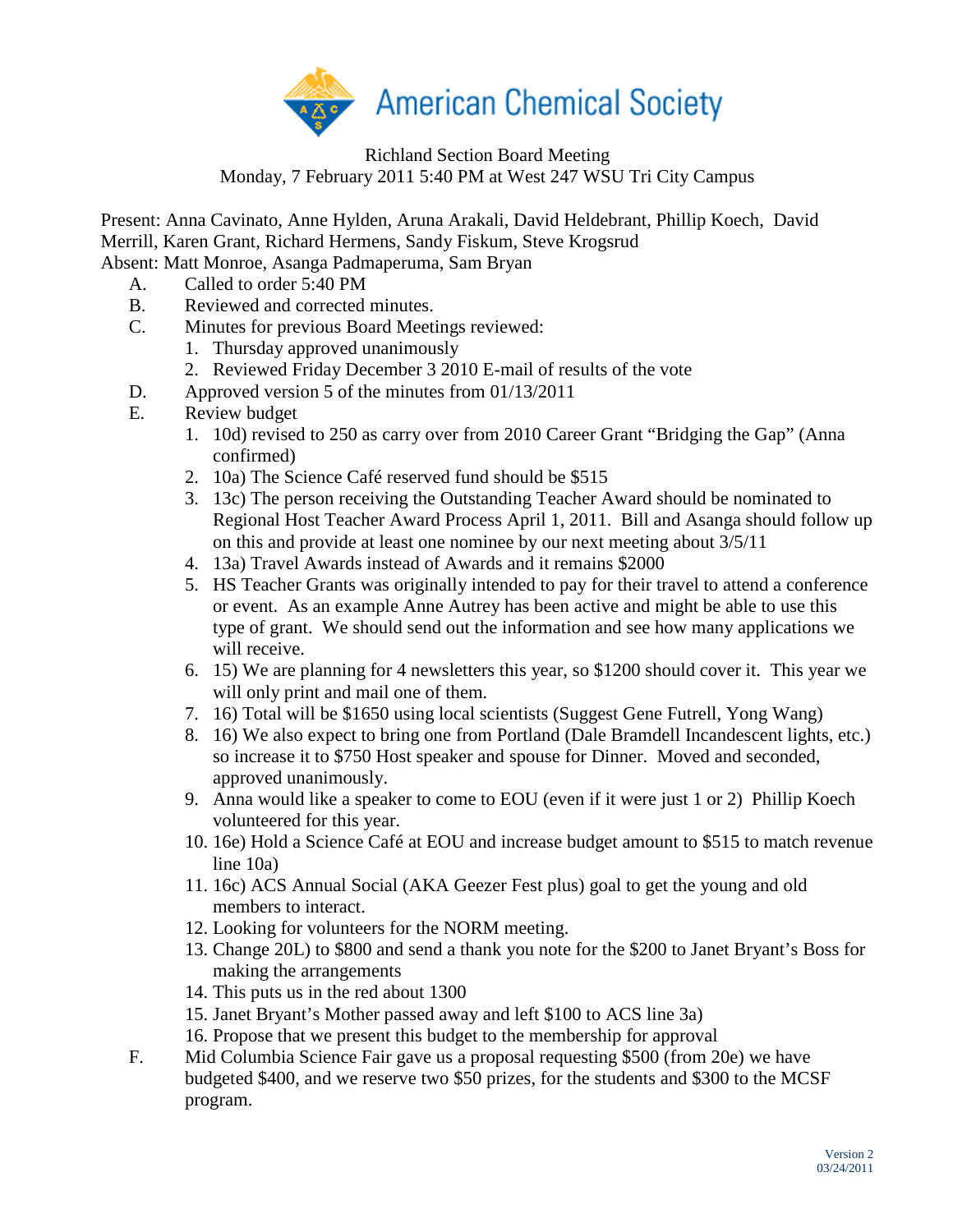American Chemical Society

Richland Section Board Meeting
Monday, 7 February 2011 5:40 PM at West 247 WSU Tri City Campus

Present: Anna Cavinato, Anne Hylden, Aruna Arakali, David Heldebrant, Phillip Koech, David Merrill, Karen Grant, Richard Hermens, Sandy Fiskum, Steve Krogsrud
Absent: Matt Monroe, Asanga Padmaperuma, Sam Bryan

A. Called to order 5:40 PM
B. Reviewed and corrected minutes.
C. Minutes for previous Board Meetings reviewed:
   1. Thursday approved unanimously
   2. Reviewed Friday December 3 2010 E-mail of results of the vote
D. Approved version 5 of the minutes from 01/13/2011
E. Review budget
   1. 10d) revised to 250 as carry over from 2010 Career Grant “Bridging the Gap” (Anna confirmed)
   2. 10a) The Science Café reserved fund should be $515
   3. 13c) The person receiving the Outstanding Teacher Award should be nominated to Regional Host Teacher Award Process April 1, 2011. Bill and Asanga should follow up on this and provide at least one nominee by our next meeting about 3/5/11
   4. 13a) Travel Awards instead of Awards and it remains $2000
   5. HS Teacher Grants was originally intended to pay for their travel to attend a conference or event. As an example Anne Autrey has been active and might be able to use this type of grant. We should send out the information and see how many applications we will receive.
   6. 15) We are planning for 4 newsletters this year, so $1200 should cover it. This year we will only print and mail one of them.
   7. 16) Total will be $1650 using local scientists (Suggest Gene Futrell, Yong Wang)
   8. 16) We also expect to bring one from Portland (Dale Bramdell Incandescent lights, etc.) so increase it to $750 Host speaker and spouse for Dinner. Moved and seconded, approved unanimously.
   9. Anna would like a speaker to come to EOU (even if it were just 1 or 2) Phillip Koech volunteered for this year.
   10. 16e) Hold a Science Café at EOU and increase budget amount to $515 to match revenue line 10a)
   11. 16c) ACS Annual Social (AKA Geezer Fest plus) goal to get the young and old members to interact.
   12. Looking for volunteers for the NORM meeting.
   13. Change 20L) to $800 and send a thank you note for the $200 to Janet Bryant’s Boss for making the arrangements
   14. This puts us in the red about 1300
   15. Janet Bryant’s Mother passed away and left $100 to ACS line 3a)
   16. Propose that we present this budget to the membership for approval
F. Mid Columbia Science Fair gave us a proposal requesting $500 (from 20e) we have budgeted $400, and we reserve two $50 prizes, for the students and $300 to the MCSF program.

Version 2
03/24/2011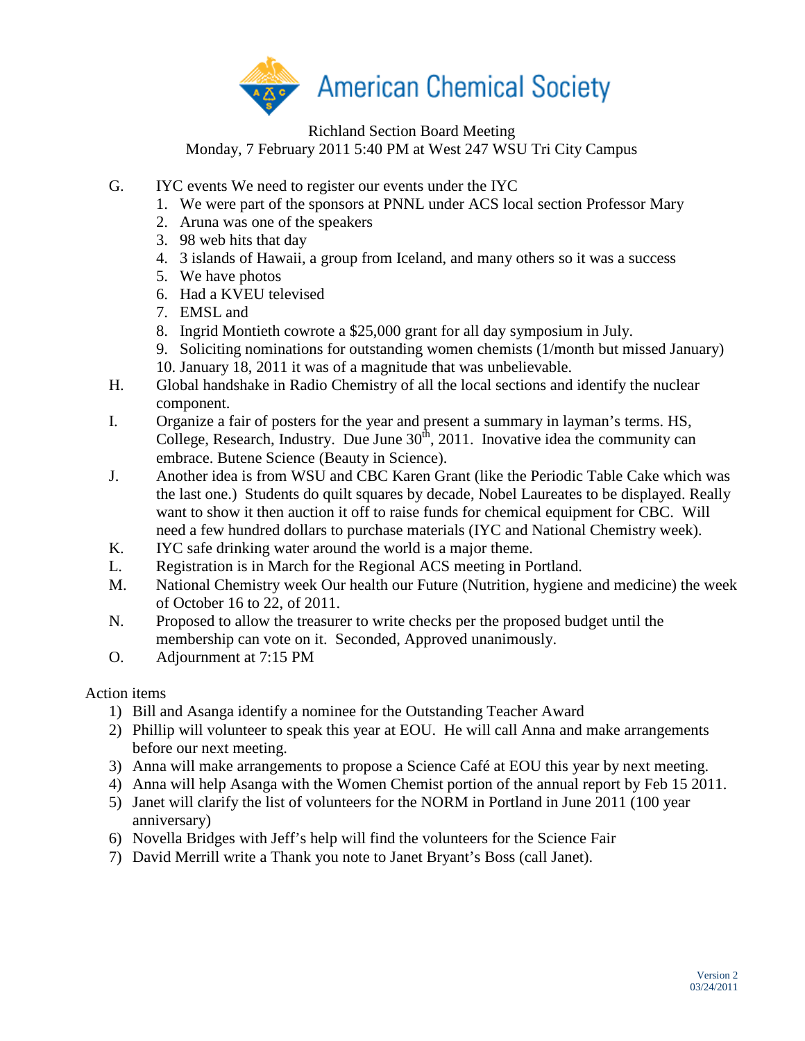American Chemical Society

Richland Section Board Meeting
Monday, 7 February 2011 5:40 PM at West 247 WSU Tri City Campus

G. IYC events We need to register our events under the IYC
   1. We were part of the sponsors at PNNL under ACS local section Professor Mary
   2. Aruna was one of the speakers
   3. 98 web hits that day
   4. 3 islands of Hawaii, a group from Iceland, and many others so it was a success
   5. We have photos
   6. Had a KVEU televised
   7. EMSL and
   8. Ingrid Montieth cowrote a $25,000 grant for all day symposium in July.
   9. Soliciting nominations for outstanding women chemists (1/month but missed January)
   10. January 18, 2011 it was of a magnitude that was unbelievable.

H. Global handshake in Radio Chemistry of all the local sections and identify the nuclear component.

I. Organize a fair of posters for the year and present a summary in layman's terms. HS, College, Research, Industry. Due June 30th, 2011. Inovative idea the community can embrace. Butene Science (Beauty in Science).

J. Another idea is from WSU and CBC Karen Grant (like the Periodic Table Cake which was the last one.) Students do quilt squares by decade, Nobel Laureates to be displayed. Really want to show it then auction it off to raise funds for chemical equipment for CBC. Will need a few hundred dollars to purchase materials (IYC and National Chemistry week).

K. IYC safe drinking water around the world is a major theme.

L. Registration is in March for the Regional ACS meeting in Portland.

M. National Chemistry week Our health our Future (Nutrition, hygiene and medicine) the week of October 16 to 22, of 2011.

N. Proposed to allow the treasurer to write checks per the proposed budget until the membership can vote on it. Seconded, Approved unanimously.

O. Adjournment at 7:15 PM

Action items

1) Bill and Asanga identify a nominee for the Outstanding Teacher Award
2) Phillip will volunteer to speak this year at EOU. He will call Anna and make arrangements before our next meeting.
3) Anna will make arrangements to propose a Science Café at EOU this year by next meeting.
4) Anna will help Asanga with the Women Chemist portion of the annual report by Feb 15 2011.
5) Janet will clarify the list of volunteers for the NORM in Portland in June 2011 (100 year anniversary)
6) Novella Bridges with Jeff's help will find the volunteers for the Science Fair
7) David Merrill write a Thank you note to Janet Bryant's Boss (call Janet).

Version 2
03/24/2011